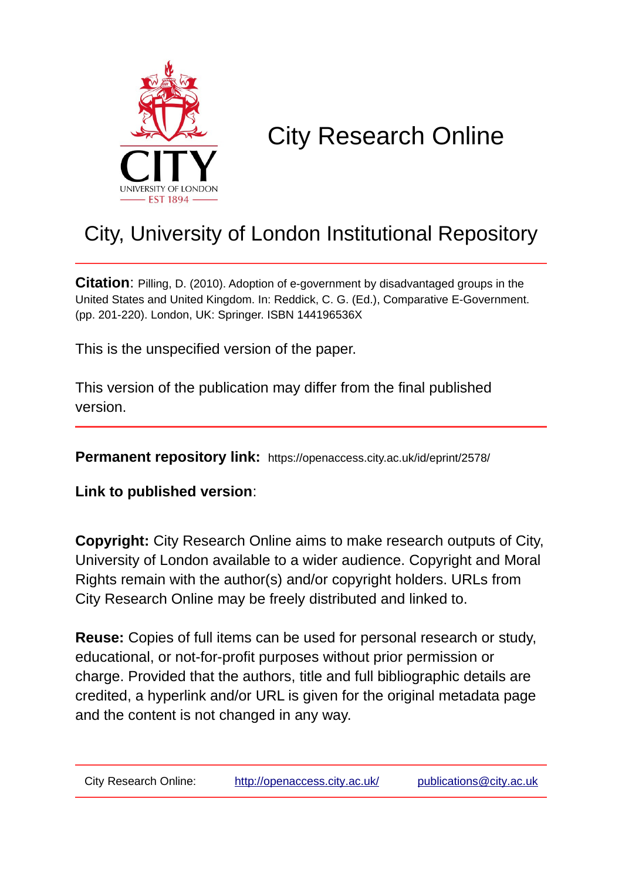# City Research Online

## City, University of London Institutional Repository

**Citation**: Pilling, D. (2010). Adoption of e-government by disadvantaged groups in the United States and United Kingdom. In: Reddick, C. G. (Ed.), Comparative E-Government. (pp. 201-220). London, UK: Springer. ISBN 144196536X

This is the unspecified version of the paper.

This version of the publication may differ from the final published version.

**Permanent repository link:** https://openaccess.city.ac.uk/id/eprint/2578/

**Link to published version**:

**Copyright:** City Research Online aims to make research outputs of City, University of London available to a wider audience. Copyright and Moral Rights remain with the author(s) and/or copyright holders. URLs from City Research Online may be freely distributed and linked to.

**Reuse:** Copies of full items can be used for personal research or study, educational, or not-for-profit purposes without prior permission or charge. Provided that the authors, title and full bibliographic details are credited, a hyperlink and/or URL is given for the original metadata page and the content is not changed in any way.

City Research Online: http://openaccess.city.ac.uk/ publications@city.ac.uk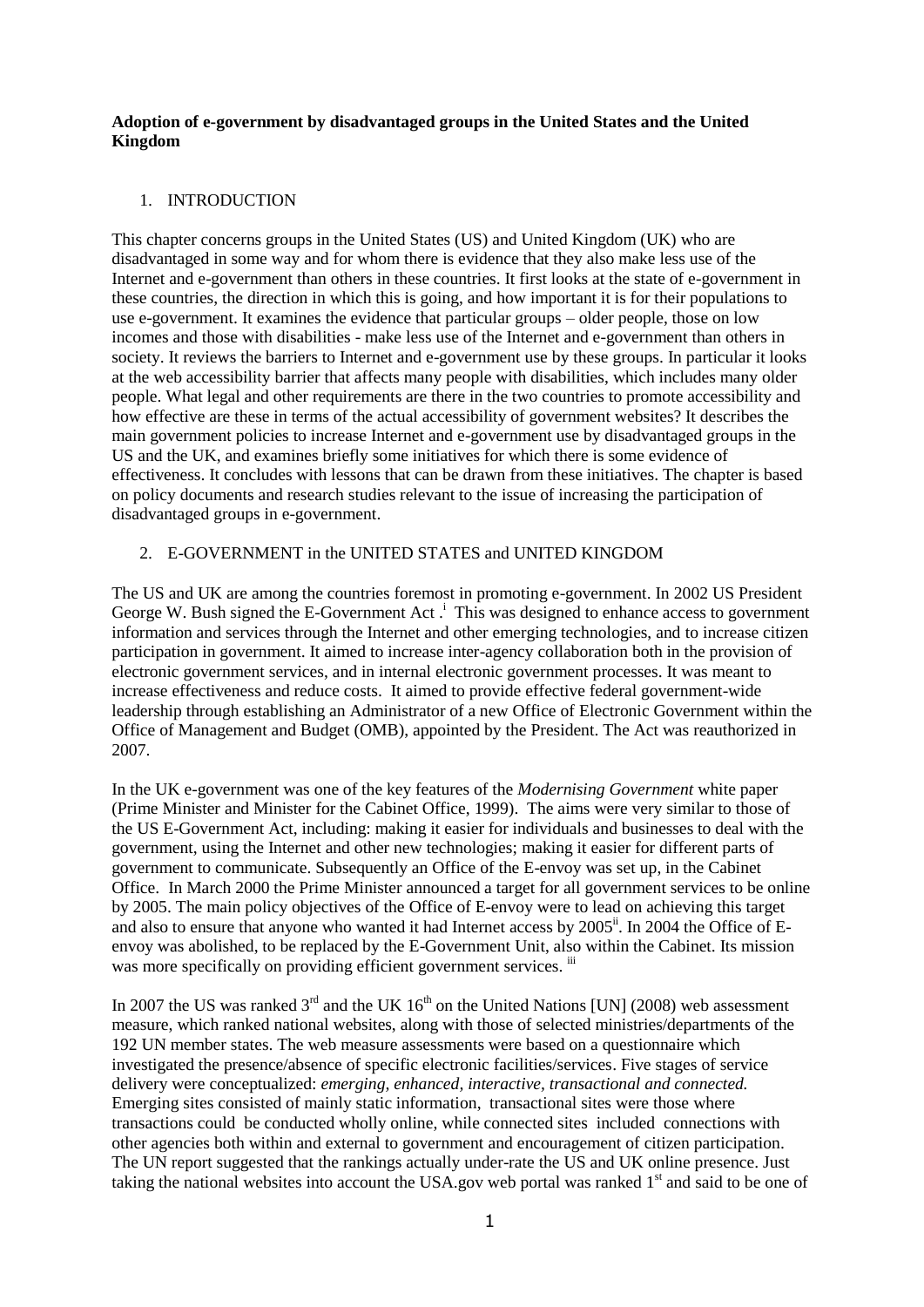**Adoption of e-government by disadvantaged groups in the United States and the United Kingdom**

1. INTRODUCTION

This chapter concerns groups in the United States (US) and United Kingdom (UK) who are disadvantaged in some way and for whom there is evidence that they also make less use of the Internet and e-government than others in these countries. It first looks at the state of e-government in these countries, the direction in which this is going, and how important it is for their populations to use e-government. It examines the evidence that particular groups – older people, those on low incomes and those with disabilities - make less use of the Internet and e-government than others in society. It reviews the barriers to Internet and e-government use by these groups. In particular it looks at the web accessibility barrier that affects many people with disabilities, which includes many older people. What legal and other requirements are there in the two countries to promote accessibility and how effective are these in terms of the actual accessibility of government websites? It describes the main government policies to increase Internet and e-government use by disadvantaged groups in the US and the UK, and examines briefly some initiatives for which there is some evidence of effectiveness. It concludes with lessons that can be drawn from these initiatives. The chapter is based on policy documents and research studies relevant to the issue of increasing the participation of disadvantaged groups in e-government.

2. E-GOVERNMENT in the UNITED STATES and UNITED KINGDOM

The US and UK are among the countries foremost in promoting e-government. In 2002 US President George W. Bush signed the E-Government Act .[i] This was designed to enhance access to government information and services through the Internet and other emerging technologies, and to increase citizen participation in government. It aimed to increase inter-agency collaboration both in the provision of electronic government services, and in internal electronic government processes. It was meant to increase effectiveness and reduce costs. It aimed to provide effective federal government-wide leadership through establishing an Administrator of a new Office of Electronic Government within the Office of Management and Budget (OMB), appointed by the President. The Act was reauthorized in 2007.

In the UK e-government was one of the key features of the *Modernising Government* white paper (Prime Minister and Minister for the Cabinet Office, 1999). The aims were very similar to those of the US E-Government Act, including: making it easier for individuals and businesses to deal with the government, using the Internet and other new technologies; making it easier for different parts of government to communicate. Subsequently an Office of the E-envoy was set up, in the Cabinet Office. In March 2000 the Prime Minister announced a target for all government services to be online by 2005. The main policy objectives of the Office of E-envoy were to lead on achieving this target and also to ensure that anyone who wanted it had Internet access by 2005[ii]. In 2004 the Office of E-envoy was abolished, to be replaced by the E-Government Unit, also within the Cabinet. Its mission was more specifically on providing efficient government services. [iii]

In 2007 the US was ranked 3[rd] and the UK 16[th] on the United Nations [UN] (2008) web assessment measure, which ranked national websites, along with those of selected ministries/departments of the 192 UN member states. The web measure assessments were based on a questionnaire which investigated the presence/absence of specific electronic facilities/services. Five stages of service delivery were conceptualized: *emerging, enhanced, interactive, transactional and connected.* Emerging sites consisted of mainly static information, transactional sites were those where transactions could be conducted wholly online, while connected sites included connections with other agencies both within and external to government and encouragement of citizen participation. The UN report suggested that the rankings actually under-rate the US and UK online presence. Just taking the national websites into account the USA.gov web portal was ranked 1[st] and said to be one of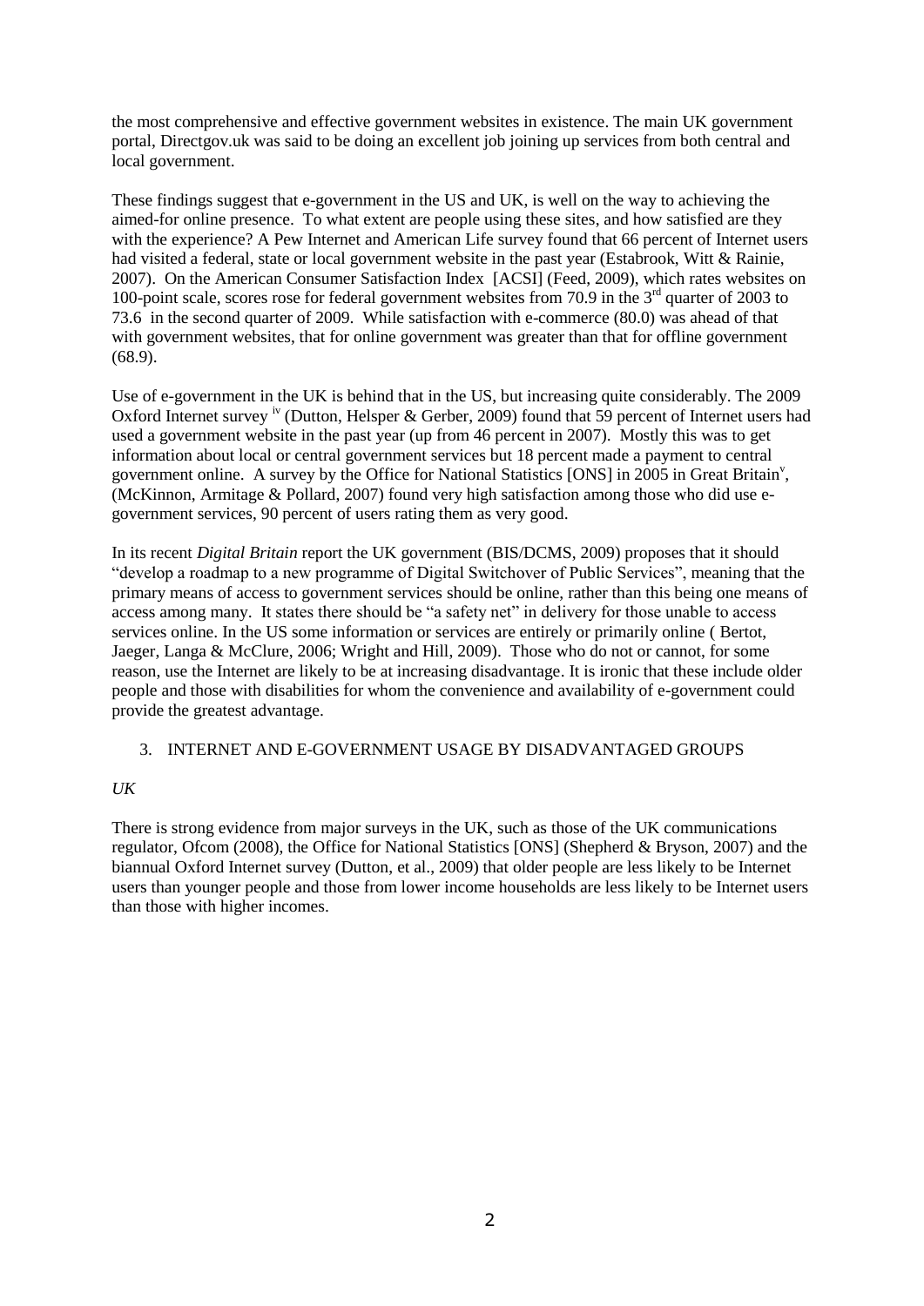the most comprehensive and effective government websites in existence. The main UK government portal, Directgov.uk was said to be doing an excellent job joining up services from both central and local government.

These findings suggest that e-government in the US and UK, is well on the way to achieving the aimed-for online presence. To what extent are people using these sites, and how satisfied are they with the experience? A Pew Internet and American Life survey found that 66 percent of Internet users had visited a federal, state or local government website in the past year (Estabrook, Witt & Rainie, 2007). On the American Consumer Satisfaction Index [ACSI] (Feed, 2009), which rates websites on 100-point scale, scores rose for federal government websites from 70.9 in the 3rd quarter of 2003 to 73.6 in the second quarter of 2009. While satisfaction with e-commerce (80.0) was ahead of that with government websites, that for online government was greater than that for offline government (68.9).

Use of e-government in the UK is behind that in the US, but increasing quite considerably. The 2009 Oxford Internet survey [iv] (Dutton, Helsper & Gerber, 2009) found that 59 percent of Internet users had used a government website in the past year (up from 46 percent in 2007). Mostly this was to get information about local or central government services but 18 percent made a payment to central government online. A survey by the Office for National Statistics [ONS] in 2005 in Great Britain[v], (McKinnon, Armitage & Pollard, 2007) found very high satisfaction among those who did use e-government services, 90 percent of users rating them as very good.

In its recent *Digital Britain* report the UK government (BIS/DCMS, 2009) proposes that it should "develop a roadmap to a new programme of Digital Switchover of Public Services", meaning that the primary means of access to government services should be online, rather than this being one means of access among many. It states there should be "a safety net" in delivery for those unable to access services online. In the US some information or services are entirely or primarily online ( Bertot, Jaeger, Langa & McClure, 2006; Wright and Hill, 2009). Those who do not or cannot, for some reason, use the Internet are likely to be at increasing disadvantage. It is ironic that these include older people and those with disabilities for whom the convenience and availability of e-government could provide the greatest advantage.

## 3. INTERNET AND E-GOVERNMENT USAGE BY DISADVANTAGED GROUPS

### *UK*

There is strong evidence from major surveys in the UK, such as those of the UK communications regulator, Ofcom (2008), the Office for National Statistics [ONS] (Shepherd & Bryson, 2007) and the biannual Oxford Internet survey (Dutton, et al., 2009) that older people are less likely to be Internet users than younger people and those from lower income households are less likely to be Internet users than those with higher incomes.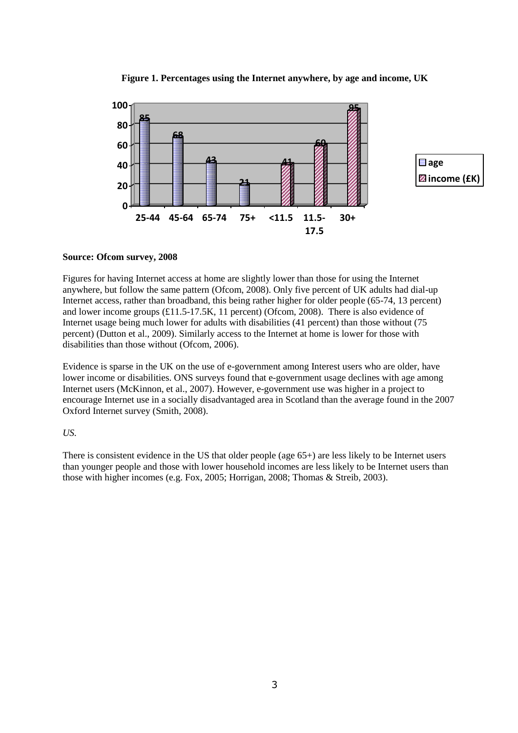**Figure 1. Percentages using the Internet anywhere, by age and income, UK**

| | 25-44 | 45-64 | 65-74 | 75+ | <11.5 | 11.5-17.5 | 30+ |
|---|---|---|---|---|---|---|---|
| age | 85 | 68 | 43 | 21 | | | |
| income (£K) | | | | | 41 | 60 | 95 |

**Source: Ofcom survey, 2008**

Figures for having Internet access at home are slightly lower than those for using the Internet anywhere, but follow the same pattern (Ofcom, 2008). Only five percent of UK adults had dial-up Internet access, rather than broadband, this being rather higher for older people (65-74, 13 percent) and lower income groups (£11.5-17.5K, 11 percent) (Ofcom, 2008). There is also evidence of Internet usage being much lower for adults with disabilities (41 percent) than those without (75 percent) (Dutton et al., 2009). Similarly access to the Internet at home is lower for those with disabilities than those without (Ofcom, 2006).

Evidence is sparse in the UK on the use of e-government among Interest users who are older, have lower income or disabilities. ONS surveys found that e-government usage declines with age among Internet users (McKinnon, et al., 2007). However, e-government use was higher in a project to encourage Internet use in a socially disadvantaged area in Scotland than the average found in the 2007 Oxford Internet survey (Smith, 2008).

*US.*

There is consistent evidence in the US that older people (age 65+) are less likely to be Internet users than younger people and those with lower household incomes are less likely to be Internet users than those with higher incomes (e.g. Fox, 2005; Horrigan, 2008; Thomas & Streib, 2003).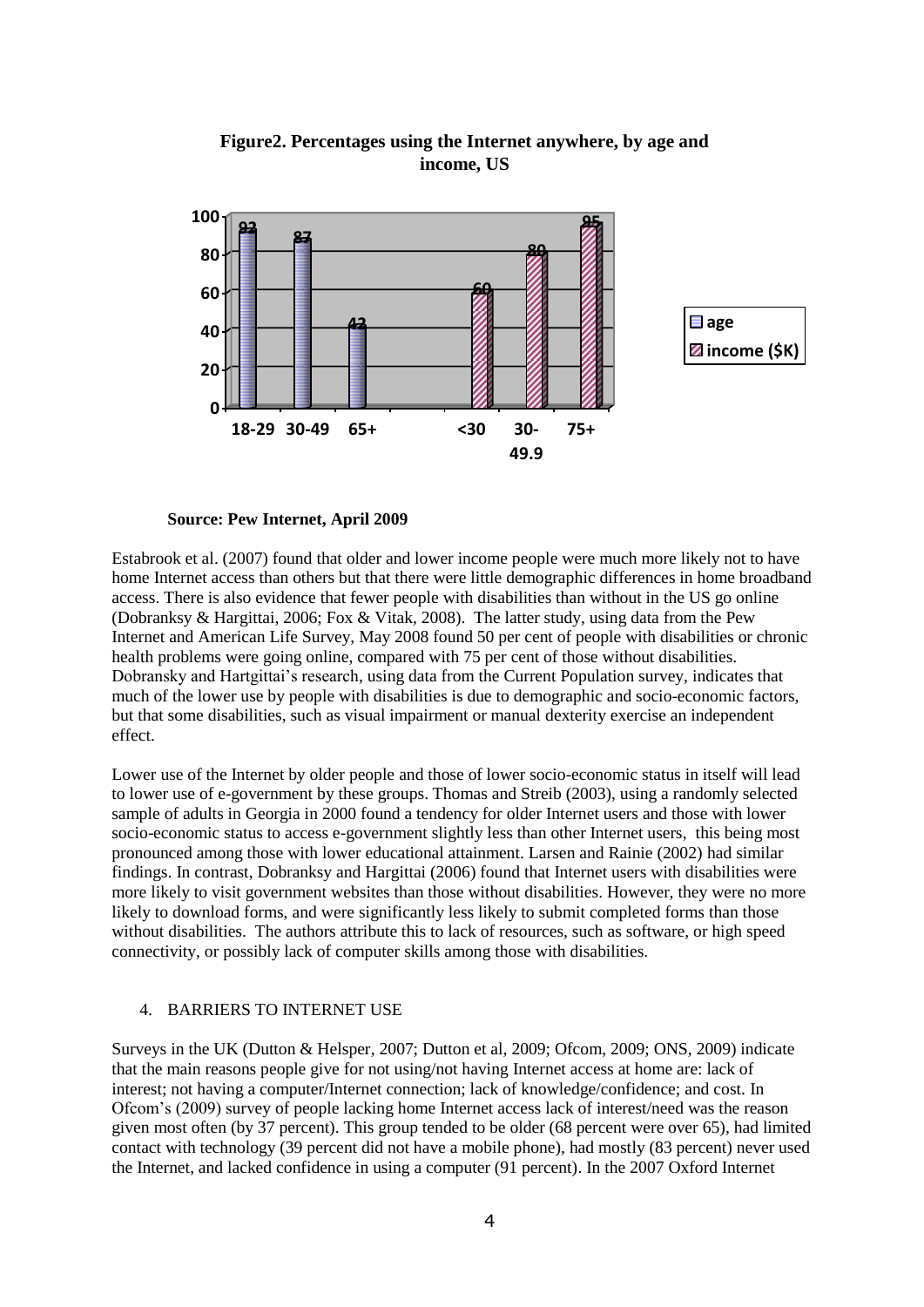**Figure2. Percentages using the Internet anywhere, by age and income, US**

**Source: Pew Internet, April 2009**

Estabrook et al. (2007) found that older and lower income people were much more likely not to have home Internet access than others but that there were little demographic differences in home broadband access. There is also evidence that fewer people with disabilities than without in the US go online (Dobranksy & Hargittai, 2006; Fox & Vitak, 2008). The latter study, using data from the Pew Internet and American Life Survey, May 2008 found 50 per cent of people with disabilities or chronic health problems were going online, compared with 75 per cent of those without disabilities. Dobransky and Hartgittai's research, using data from the Current Population survey, indicates that much of the lower use by people with disabilities is due to demographic and socio-economic factors, but that some disabilities, such as visual impairment or manual dexterity exercise an independent effect.

Lower use of the Internet by older people and those of lower socio-economic status in itself will lead to lower use of e-government by these groups. Thomas and Streib (2003), using a randomly selected sample of adults in Georgia in 2000 found a tendency for older Internet users and those with lower socio-economic status to access e-government slightly less than other Internet users, this being most pronounced among those with lower educational attainment. Larsen and Rainie (2002) had similar findings. In contrast, Dobranksy and Hargittai (2006) found that Internet users with disabilities were more likely to visit government websites than those without disabilities. However, they were no more likely to download forms, and were significantly less likely to submit completed forms than those without disabilities. The authors attribute this to lack of resources, such as software, or high speed connectivity, or possibly lack of computer skills among those with disabilities.

## 4. BARRIERS TO INTERNET USE

Surveys in the UK (Dutton & Helsper, 2007; Dutton et al, 2009; Ofcom, 2009; ONS, 2009) indicate that the main reasons people give for not using/not having Internet access at home are: lack of interest; not having a computer/Internet connection; lack of knowledge/confidence; and cost. In Ofcom's (2009) survey of people lacking home Internet access lack of interest/need was the reason given most often (by 37 percent). This group tended to be older (68 percent were over 65), had limited contact with technology (39 percent did not have a mobile phone), had mostly (83 percent) never used the Internet, and lacked confidence in using a computer (91 percent). In the 2007 Oxford Internet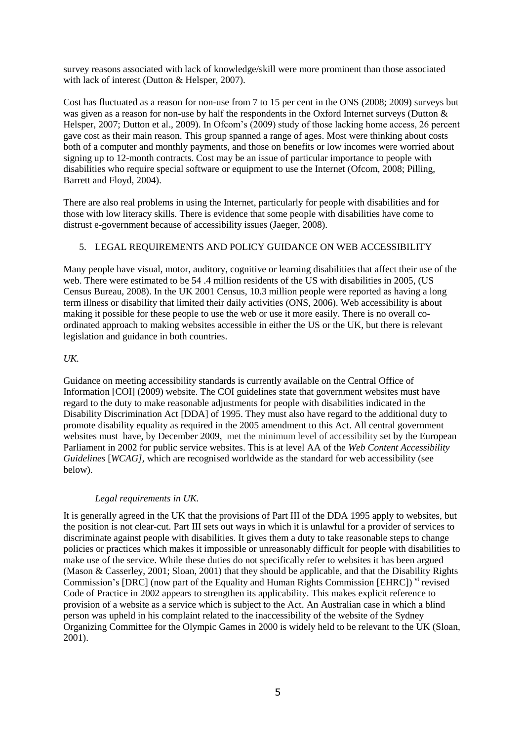survey reasons associated with lack of knowledge/skill were more prominent than those associated with lack of interest (Dutton & Helsper, 2007).

Cost has fluctuated as a reason for non-use from 7 to 15 per cent in the ONS (2008; 2009) surveys but was given as a reason for non-use by half the respondents in the Oxford Internet surveys (Dutton & Helsper, 2007; Dutton et al., 2009). In Ofcom's (2009) study of those lacking home access, 26 percent gave cost as their main reason. This group spanned a range of ages. Most were thinking about costs both of a computer and monthly payments, and those on benefits or low incomes were worried about signing up to 12-month contracts. Cost may be an issue of particular importance to people with disabilities who require special software or equipment to use the Internet (Ofcom, 2008; Pilling, Barrett and Floyd, 2004).

There are also real problems in using the Internet, particularly for people with disabilities and for those with low literacy skills. There is evidence that some people with disabilities have come to distrust e-government because of accessibility issues (Jaeger, 2008).

## 5. LEGAL REQUIREMENTS AND POLICY GUIDANCE ON WEB ACCESSIBILITY

Many people have visual, motor, auditory, cognitive or learning disabilities that affect their use of the web. There were estimated to be 54 .4 million residents of the US with disabilities in 2005, (US Census Bureau, 2008). In the UK 2001 Census, 10.3 million people were reported as having a long term illness or disability that limited their daily activities (ONS, 2006). Web accessibility is about making it possible for these people to use the web or use it more easily. There is no overall co-ordinated approach to making websites accessible in either the US or the UK, but there is relevant legislation and guidance in both countries.

### *UK.*

Guidance on meeting accessibility standards is currently available on the Central Office of Information [COI] (2009) website. The COI guidelines state that government websites must have regard to the duty to make reasonable adjustments for people with disabilities indicated in the Disability Discrimination Act [DDA] of 1995. They must also have regard to the additional duty to promote disability equality as required in the 2005 amendment to this Act. All central government websites must have, by December 2009, met the minimum level of accessibility set by the European Parliament in 2002 for public service websites. This is at level AA of the *Web Content Accessibility Guidelines* [*WCAG]*, which are recognised worldwide as the standard for web accessibility (see below).

#### *Legal requirements in UK.*

It is generally agreed in the UK that the provisions of Part III of the DDA 1995 apply to websites, but the position is not clear-cut. Part III sets out ways in which it is unlawful for a provider of services to discriminate against people with disabilities. It gives them a duty to take reasonable steps to change policies or practices which makes it impossible or unreasonably difficult for people with disabilities to make use of the service. While these duties do not specifically refer to websites it has been argued (Mason & Casserley, 2001; Sloan, 2001) that they should be applicable, and that the Disability Rights Commission's [DRC] (now part of the Equality and Human Rights Commission [EHRC]) [vi] revised Code of Practice in 2002 appears to strengthen its applicability. This makes explicit reference to provision of a website as a service which is subject to the Act. An Australian case in which a blind person was upheld in his complaint related to the inaccessibility of the website of the Sydney Organizing Committee for the Olympic Games in 2000 is widely held to be relevant to the UK (Sloan, 2001).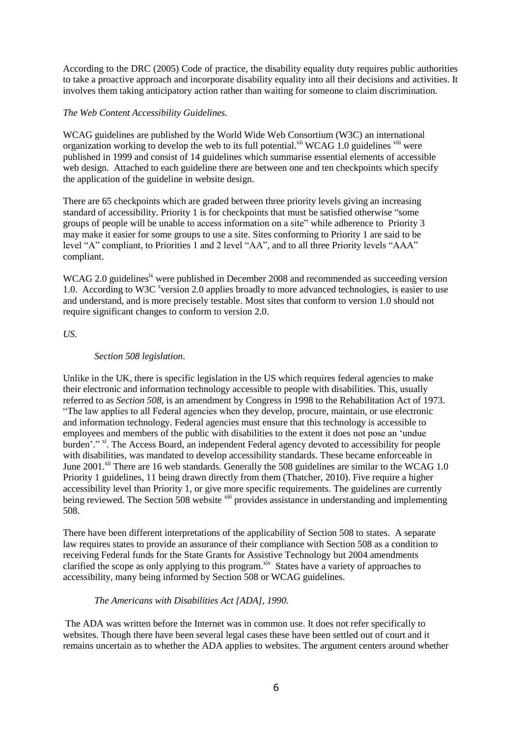According to the DRC (2005) Code of practice, the disability equality duty requires public authorities to take a proactive approach and incorporate disability equality into all their decisions and activities. It involves them taking anticipatory action rather than waiting for someone to claim discrimination.

*The Web Content Accessibility Guidelines.*

WCAG guidelines are published by the World Wide Web Consortium (W3C) an international organization working to develop the web to its full potential.[vii] WCAG 1.0 guidelines [viii] were published in 1999 and consist of 14 guidelines which summarise essential elements of accessible web design. Attached to each guideline there are between one and ten checkpoints which specify the application of the guideline in website design.

There are 65 checkpoints which are graded between three priority levels giving an increasing standard of accessibility. Priority 1 is for checkpoints that must be satisfied otherwise "some groups of people will be unable to access information on a site" while adherence to Priority 3 may make it easier for some groups to use a site. Sites conforming to Priority 1 are said to be level "A" compliant, to Priorities 1 and 2 level "AA", and to all three Priority levels "AAA" compliant.

WCAG 2.0 guidelines[ix] were published in December 2008 and recommended as succeeding version 1.0. According to W3C [x]version 2.0 applies broadly to more advanced technologies, is easier to use and understand, and is more precisely testable. Most sites that conform to version 1.0 should not require significant changes to conform to version 2.0.

*US.*

*Section 508 legislation*.

Unlike in the UK, there is specific legislation in the US which requires federal agencies to make their electronic and information technology accessible to people with disabilities. This, usually referred to as *Section 508*, is an amendment by Congress in 1998 to the Rehabilitation Act of 1973. "The law applies to all Federal agencies when they develop, procure, maintain, or use electronic and information technology. Federal agencies must ensure that this technology is accessible to employees and members of the public with disabilities to the extent it does not pose an 'undue burden'." [xi]. The Access Board, an independent Federal agency devoted to accessibility for people with disabilities, was mandated to develop accessibility standards. These became enforceable in June 2001.[xii] There are 16 web standards. Generally the 508 guidelines are similar to the WCAG 1.0 Priority 1 guidelines, 11 being drawn directly from them (Thatcher, 2010). Five require a higher accessibility level than Priority 1, or give more specific requirements. The guidelines are currently being reviewed. The Section 508 website [xiii] provides assistance in understanding and implementing 508.

There have been different interpretations of the applicability of Section 508 to states. A separate law requires states to provide an assurance of their compliance with Section 508 as a condition to receiving Federal funds for the State Grants for Assistive Technology but 2004 amendments clarified the scope as only applying to this program.[xiv] States have a variety of approaches to accessibility, many being informed by Section 508 or WCAG guidelines.

*The Americans with Disabilities Act [ADA], 1990.*

The ADA was written before the Internet was in common use. It does not refer specifically to websites. Though there have been several legal cases these have been settled out of court and it remains uncertain as to whether the ADA applies to websites. The argument centers around whether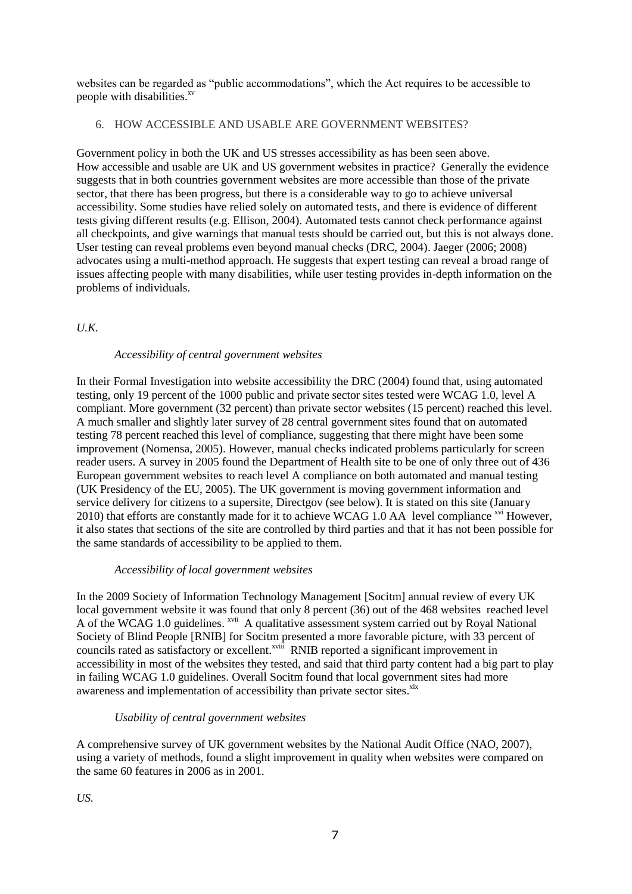websites can be regarded as "public accommodations", which the Act requires to be accessible to people with disabilities.[xv]

## 6. HOW ACCESSIBLE AND USABLE ARE GOVERNMENT WEBSITES?

Government policy in both the UK and US stresses accessibility as has been seen above. How accessible and usable are UK and US government websites in practice? Generally the evidence suggests that in both countries government websites are more accessible than those of the private sector, that there has been progress, but there is a considerable way to go to achieve universal accessibility. Some studies have relied solely on automated tests, and there is evidence of different tests giving different results (e.g. Ellison, 2004). Automated tests cannot check performance against all checkpoints, and give warnings that manual tests should be carried out, but this is not always done. User testing can reveal problems even beyond manual checks (DRC, 2004). Jaeger (2006; 2008) advocates using a multi-method approach. He suggests that expert testing can reveal a broad range of issues affecting people with many disabilities, while user testing provides in-depth information on the problems of individuals.

### *U.K.*

#### *Accessibility of central government websites*

In their Formal Investigation into website accessibility the DRC (2004) found that, using automated testing, only 19 percent of the 1000 public and private sector sites tested were WCAG 1.0, level A compliant. More government (32 percent) than private sector websites (15 percent) reached this level. A much smaller and slightly later survey of 28 central government sites found that on automated testing 78 percent reached this level of compliance, suggesting that there might have been some improvement (Nomensa, 2005). However, manual checks indicated problems particularly for screen reader users. A survey in 2005 found the Department of Health site to be one of only three out of 436 European government websites to reach level A compliance on both automated and manual testing (UK Presidency of the EU, 2005). The UK government is moving government information and service delivery for citizens to a supersite, Directgov (see below). It is stated on this site (January 2010) that efforts are constantly made for it to achieve WCAG 1.0 AA level compliance [xvi] However, it also states that sections of the site are controlled by third parties and that it has not been possible for the same standards of accessibility to be applied to them.

#### *Accessibility of local government websites*

In the 2009 Society of Information Technology Management [Socitm] annual review of every UK local government website it was found that only 8 percent (36) out of the 468 websites reached level A of the WCAG 1.0 guidelines. [xvii] A qualitative assessment system carried out by Royal National Society of Blind People [RNIB] for Socitm presented a more favorable picture, with 33 percent of councils rated as satisfactory or excellent.[xviii] RNIB reported a significant improvement in accessibility in most of the websites they tested, and said that third party content had a big part to play in failing WCAG 1.0 guidelines. Overall Socitm found that local government sites had more awareness and implementation of accessibility than private sector sites.[xix]

#### *Usability of central government websites*

A comprehensive survey of UK government websites by the National Audit Office (NAO, 2007), using a variety of methods, found a slight improvement in quality when websites were compared on the same 60 features in 2006 as in 2001.

### *US.*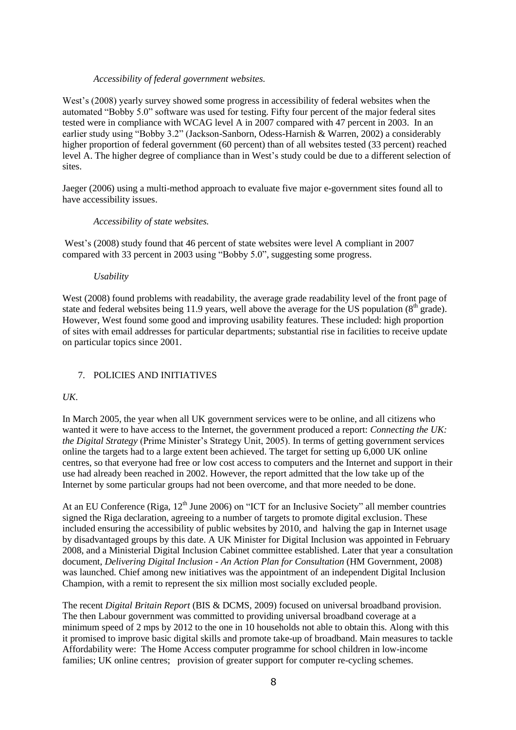*Accessibility of federal government websites.*

West's (2008) yearly survey showed some progress in accessibility of federal websites when the automated "Bobby 5.0" software was used for testing. Fifty four percent of the major federal sites tested were in compliance with WCAG level A in 2007 compared with 47 percent in 2003. In an earlier study using "Bobby 3.2" (Jackson-Sanborn, Odess-Harnish & Warren, 2002) a considerably higher proportion of federal government (60 percent) than of all websites tested (33 percent) reached level A. The higher degree of compliance than in West's study could be due to a different selection of sites.

Jaeger (2006) using a multi-method approach to evaluate five major e-government sites found all to have accessibility issues.

*Accessibility of state websites.*

West's (2008) study found that 46 percent of state websites were level A compliant in 2007 compared with 33 percent in 2003 using "Bobby 5.0", suggesting some progress.

*Usability*

West (2008) found problems with readability, the average grade readability level of the front page of state and federal websites being 11.9 years, well above the average for the US population (8th grade). However, West found some good and improving usability features. These included: high proportion of sites with email addresses for particular departments; substantial rise in facilities to receive update on particular topics since 2001.

## 7. POLICIES AND INITIATIVES

*UK.*

In March 2005, the year when all UK government services were to be online, and all citizens who wanted it were to have access to the Internet, the government produced a report: *Connecting the UK: the Digital Strategy* (Prime Minister's Strategy Unit, 2005). In terms of getting government services online the targets had to a large extent been achieved. The target for setting up 6,000 UK online centres, so that everyone had free or low cost access to computers and the Internet and support in their use had already been reached in 2002. However, the report admitted that the low take up of the Internet by some particular groups had not been overcome, and that more needed to be done.

At an EU Conference (Riga, 12th June 2006) on "ICT for an Inclusive Society" all member countries signed the Riga declaration, agreeing to a number of targets to promote digital exclusion. These included ensuring the accessibility of public websites by 2010, and halving the gap in Internet usage by disadvantaged groups by this date. A UK Minister for Digital Inclusion was appointed in February 2008, and a Ministerial Digital Inclusion Cabinet committee established. Later that year a consultation document, *Delivering Digital Inclusion - An Action Plan for Consultation* (HM Government, 2008) was launched. Chief among new initiatives was the appointment of an independent Digital Inclusion Champion, with a remit to represent the six million most socially excluded people.

The recent *Digital Britain Report* (BIS & DCMS, 2009) focused on universal broadband provision. The then Labour government was committed to providing universal broadband coverage at a minimum speed of 2 mps by 2012 to the one in 10 households not able to obtain this. Along with this it promised to improve basic digital skills and promote take-up of broadband. Main measures to tackle Affordability were: The Home Access computer programme for school children in low-income families; UK online centres; provision of greater support for computer re-cycling schemes.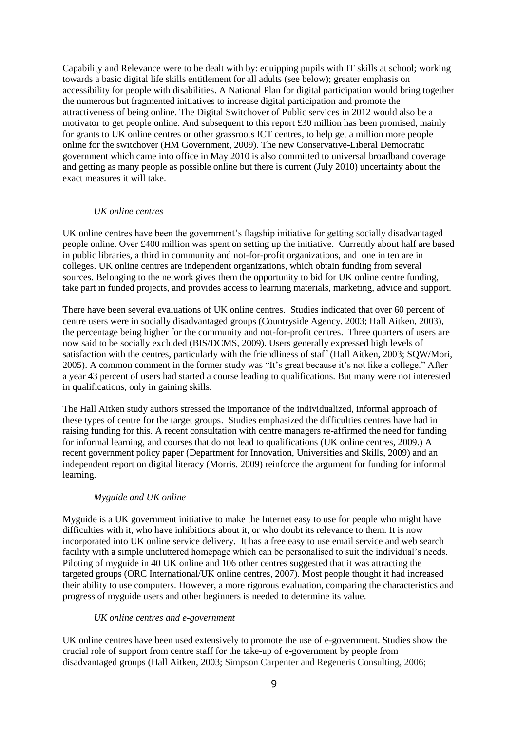Capability and Relevance were to be dealt with by: equipping pupils with IT skills at school; working towards a basic digital life skills entitlement for all adults (see below); greater emphasis on accessibility for people with disabilities. A National Plan for digital participation would bring together the numerous but fragmented initiatives to increase digital participation and promote the attractiveness of being online. The Digital Switchover of Public services in 2012 would also be a motivator to get people online. And subsequent to this report £30 million has been promised, mainly for grants to UK online centres or other grassroots ICT centres, to help get a million more people online for the switchover (HM Government, 2009). The new Conservative-Liberal Democratic government which came into office in May 2010 is also committed to universal broadband coverage and getting as many people as possible online but there is current (July 2010) uncertainty about the exact measures it will take.

*UK online centres*

UK online centres have been the government's flagship initiative for getting socially disadvantaged people online. Over £400 million was spent on setting up the initiative. Currently about half are based in public libraries, a third in community and not-for-profit organizations, and one in ten are in colleges. UK online centres are independent organizations, which obtain funding from several sources. Belonging to the network gives them the opportunity to bid for UK online centre funding, take part in funded projects, and provides access to learning materials, marketing, advice and support.

There have been several evaluations of UK online centres. Studies indicated that over 60 percent of centre users were in socially disadvantaged groups (Countryside Agency, 2003; Hall Aitken, 2003), the percentage being higher for the community and not-for-profit centres. Three quarters of users are now said to be socially excluded (BIS/DCMS, 2009). Users generally expressed high levels of satisfaction with the centres, particularly with the friendliness of staff (Hall Aitken, 2003; SQW/Mori, 2005). A common comment in the former study was "It's great because it's not like a college." After a year 43 percent of users had started a course leading to qualifications. But many were not interested in qualifications, only in gaining skills.

The Hall Aitken study authors stressed the importance of the individualized, informal approach of these types of centre for the target groups. Studies emphasized the difficulties centres have had in raising funding for this. A recent consultation with centre managers re-affirmed the need for funding for informal learning, and courses that do not lead to qualifications (UK online centres, 2009.) A recent government policy paper (Department for Innovation, Universities and Skills, 2009) and an independent report on digital literacy (Morris, 2009) reinforce the argument for funding for informal learning.

*Myguide and UK online*

Myguide is a UK government initiative to make the Internet easy to use for people who might have difficulties with it, who have inhibitions about it, or who doubt its relevance to them. It is now incorporated into UK online service delivery. It has a free easy to use email service and web search facility with a simple uncluttered homepage which can be personalised to suit the individual's needs. Piloting of myguide in 40 UK online and 106 other centres suggested that it was attracting the targeted groups (ORC International/UK online centres, 2007). Most people thought it had increased their ability to use computers. However, a more rigorous evaluation, comparing the characteristics and progress of myguide users and other beginners is needed to determine its value.

*UK online centres and e-government*

UK online centres have been used extensively to promote the use of e-government. Studies show the crucial role of support from centre staff for the take-up of e-government by people from disadvantaged groups (Hall Aitken, 2003; Simpson Carpenter and Regeneris Consulting, 2006;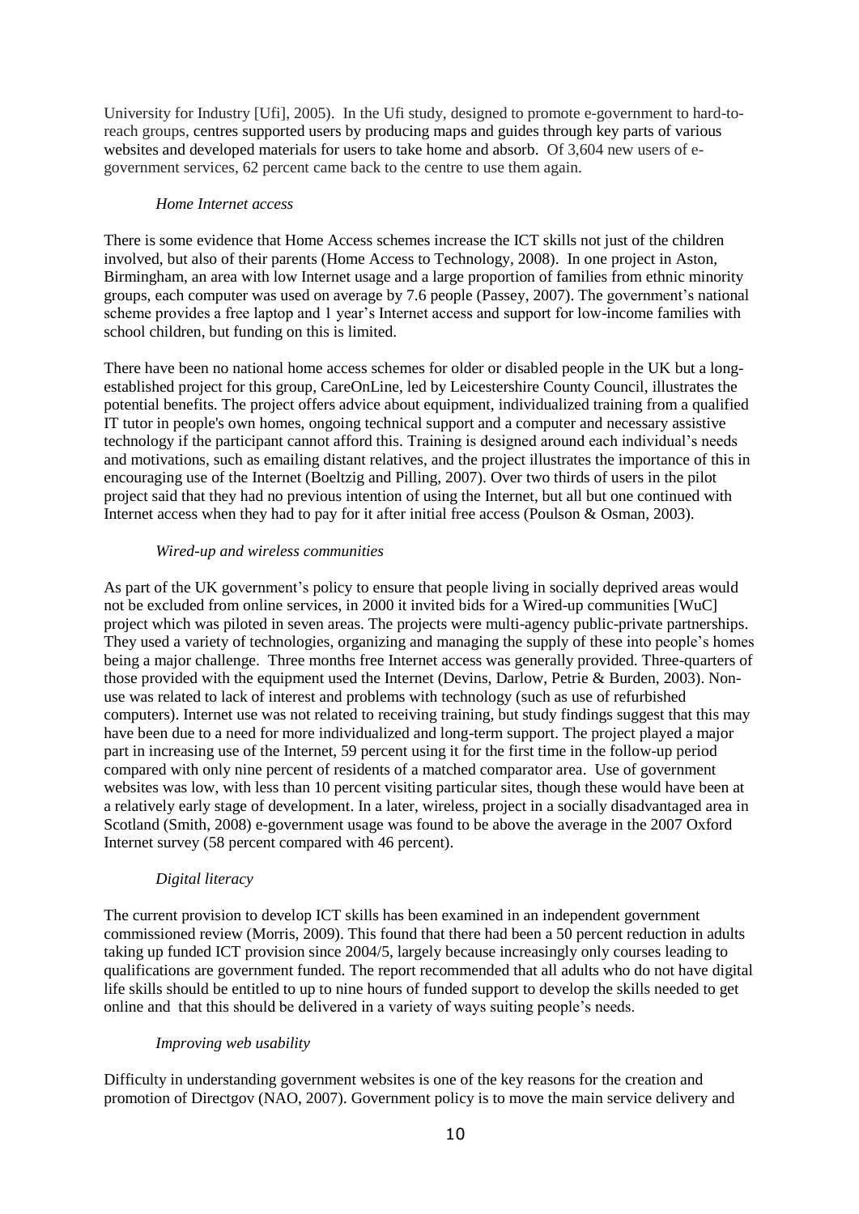University for Industry [Ufi], 2005). In the Ufi study, designed to promote e-government to hard-to-reach groups, centres supported users by producing maps and guides through key parts of various websites and developed materials for users to take home and absorb. Of 3,604 new users of e-government services, 62 percent came back to the centre to use them again.

*Home Internet access*

There is some evidence that Home Access schemes increase the ICT skills not just of the children involved, but also of their parents (Home Access to Technology, 2008). In one project in Aston, Birmingham, an area with low Internet usage and a large proportion of families from ethnic minority groups, each computer was used on average by 7.6 people (Passey, 2007). The government's national scheme provides a free laptop and 1 year's Internet access and support for low-income families with school children, but funding on this is limited.

There have been no national home access schemes for older or disabled people in the UK but a long-established project for this group, CareOnLine, led by Leicestershire County Council, illustrates the potential benefits. The project offers advice about equipment, individualized training from a qualified IT tutor in people's own homes, ongoing technical support and a computer and necessary assistive technology if the participant cannot afford this. Training is designed around each individual's needs and motivations, such as emailing distant relatives, and the project illustrates the importance of this in encouraging use of the Internet (Boeltzig and Pilling, 2007). Over two thirds of users in the pilot project said that they had no previous intention of using the Internet, but all but one continued with Internet access when they had to pay for it after initial free access (Poulson & Osman, 2003).

*Wired-up and wireless communities*

As part of the UK government's policy to ensure that people living in socially deprived areas would not be excluded from online services, in 2000 it invited bids for a Wired-up communities [WuC] project which was piloted in seven areas. The projects were multi-agency public-private partnerships. They used a variety of technologies, organizing and managing the supply of these into people's homes being a major challenge. Three months free Internet access was generally provided. Three-quarters of those provided with the equipment used the Internet (Devins, Darlow, Petrie & Burden, 2003). Non-use was related to lack of interest and problems with technology (such as use of refurbished computers). Internet use was not related to receiving training, but study findings suggest that this may have been due to a need for more individualized and long-term support. The project played a major part in increasing use of the Internet, 59 percent using it for the first time in the follow-up period compared with only nine percent of residents of a matched comparator area. Use of government websites was low, with less than 10 percent visiting particular sites, though these would have been at a relatively early stage of development. In a later, wireless, project in a socially disadvantaged area in Scotland (Smith, 2008) e-government usage was found to be above the average in the 2007 Oxford Internet survey (58 percent compared with 46 percent).

*Digital literacy*

The current provision to develop ICT skills has been examined in an independent government commissioned review (Morris, 2009). This found that there had been a 50 percent reduction in adults taking up funded ICT provision since 2004/5, largely because increasingly only courses leading to qualifications are government funded. The report recommended that all adults who do not have digital life skills should be entitled to up to nine hours of funded support to develop the skills needed to get online and that this should be delivered in a variety of ways suiting people's needs.

*Improving web usability*

Difficulty in understanding government websites is one of the key reasons for the creation and promotion of Directgov (NAO, 2007). Government policy is to move the main service delivery and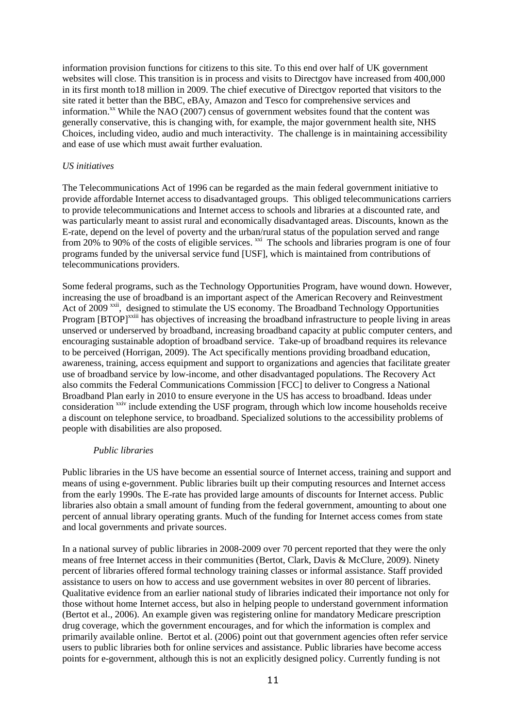information provision functions for citizens to this site. To this end over half of UK government websites will close. This transition is in process and visits to Directgov have increased from 400,000 in its first month to18 million in 2009. The chief executive of Directgov reported that visitors to the site rated it better than the BBC, eBAy, Amazon and Tesco for comprehensive services and information.[xx] While the NAO (2007) census of government websites found that the content was generally conservative, this is changing with, for example, the major government health site, NHS Choices, including video, audio and much interactivity. The challenge is in maintaining accessibility and ease of use which must await further evaluation.

*US initiatives*

The Telecommunications Act of 1996 can be regarded as the main federal government initiative to provide affordable Internet access to disadvantaged groups. This obliged telecommunications carriers to provide telecommunications and Internet access to schools and libraries at a discounted rate, and was particularly meant to assist rural and economically disadvantaged areas. Discounts, known as the E-rate, depend on the level of poverty and the urban/rural status of the population served and range from 20% to 90% of the costs of eligible services. [xxi] The schools and libraries program is one of four programs funded by the universal service fund [USF], which is maintained from contributions of telecommunications providers.

Some federal programs, such as the Technology Opportunities Program, have wound down. However, increasing the use of broadband is an important aspect of the American Recovery and Reinvestment Act of 2009 [xxii], designed to stimulate the US economy. The Broadband Technology Opportunities Program [BTOP][xxiii] has objectives of increasing the broadband infrastructure to people living in areas unserved or underserved by broadband, increasing broadband capacity at public computer centers, and encouraging sustainable adoption of broadband service. Take-up of broadband requires its relevance to be perceived (Horrigan, 2009). The Act specifically mentions providing broadband education, awareness, training, access equipment and support to organizations and agencies that facilitate greater use of broadband service by low-income, and other disadvantaged populations. The Recovery Act also commits the Federal Communications Commission [FCC] to deliver to Congress a National Broadband Plan early in 2010 to ensure everyone in the US has access to broadband. Ideas under consideration [xxiv] include extending the USF program, through which low income households receive a discount on telephone service, to broadband. Specialized solutions to the accessibility problems of people with disabilities are also proposed.

*Public libraries*

Public libraries in the US have become an essential source of Internet access, training and support and means of using e-government. Public libraries built up their computing resources and Internet access from the early 1990s. The E-rate has provided large amounts of discounts for Internet access. Public libraries also obtain a small amount of funding from the federal government, amounting to about one percent of annual library operating grants. Much of the funding for Internet access comes from state and local governments and private sources.

In a national survey of public libraries in 2008-2009 over 70 percent reported that they were the only means of free Internet access in their communities (Bertot, Clark, Davis & McClure, 2009). Ninety percent of libraries offered formal technology training classes or informal assistance. Staff provided assistance to users on how to access and use government websites in over 80 percent of libraries. Qualitative evidence from an earlier national study of libraries indicated their importance not only for those without home Internet access, but also in helping people to understand government information (Bertot et al., 2006). An example given was registering online for mandatory Medicare prescription drug coverage, which the government encourages, and for which the information is complex and primarily available online. Bertot et al. (2006) point out that government agencies often refer service users to public libraries both for online services and assistance. Public libraries have become access points for e-government, although this is not an explicitly designed policy. Currently funding is not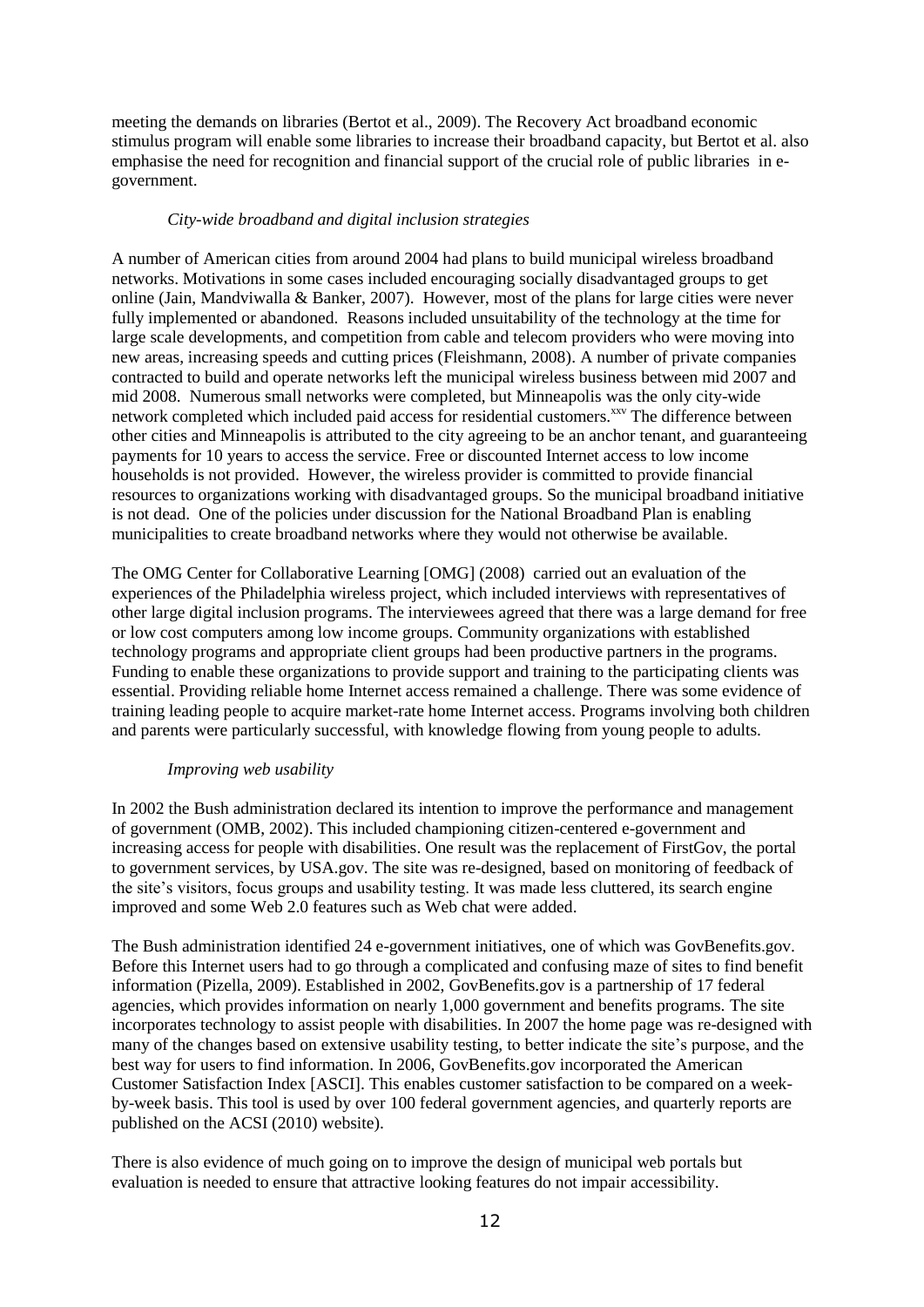meeting the demands on libraries (Bertot et al., 2009). The Recovery Act broadband economic stimulus program will enable some libraries to increase their broadband capacity, but Bertot et al. also emphasise the need for recognition and financial support of the crucial role of public libraries in e-government.

*City-wide broadband and digital inclusion strategies*

A number of American cities from around 2004 had plans to build municipal wireless broadband networks. Motivations in some cases included encouraging socially disadvantaged groups to get online (Jain, Mandviwalla & Banker, 2007). However, most of the plans for large cities were never fully implemented or abandoned. Reasons included unsuitability of the technology at the time for large scale developments, and competition from cable and telecom providers who were moving into new areas, increasing speeds and cutting prices (Fleishmann, 2008). A number of private companies contracted to build and operate networks left the municipal wireless business between mid 2007 and mid 2008. Numerous small networks were completed, but Minneapolis was the only city-wide network completed which included paid access for residential customers.[xxv] The difference between other cities and Minneapolis is attributed to the city agreeing to be an anchor tenant, and guaranteeing payments for 10 years to access the service. Free or discounted Internet access to low income households is not provided. However, the wireless provider is committed to provide financial resources to organizations working with disadvantaged groups. So the municipal broadband initiative is not dead. One of the policies under discussion for the National Broadband Plan is enabling municipalities to create broadband networks where they would not otherwise be available.

The OMG Center for Collaborative Learning [OMG] (2008) carried out an evaluation of the experiences of the Philadelphia wireless project, which included interviews with representatives of other large digital inclusion programs. The interviewees agreed that there was a large demand for free or low cost computers among low income groups. Community organizations with established technology programs and appropriate client groups had been productive partners in the programs. Funding to enable these organizations to provide support and training to the participating clients was essential. Providing reliable home Internet access remained a challenge. There was some evidence of training leading people to acquire market-rate home Internet access. Programs involving both children and parents were particularly successful, with knowledge flowing from young people to adults.

*Improving web usability*

In 2002 the Bush administration declared its intention to improve the performance and management of government (OMB, 2002). This included championing citizen-centered e-government and increasing access for people with disabilities. One result was the replacement of FirstGov, the portal to government services, by USA.gov. The site was re-designed, based on monitoring of feedback of the site's visitors, focus groups and usability testing. It was made less cluttered, its search engine improved and some Web 2.0 features such as Web chat were added.

The Bush administration identified 24 e-government initiatives, one of which was GovBenefits.gov. Before this Internet users had to go through a complicated and confusing maze of sites to find benefit information (Pizella, 2009). Established in 2002, GovBenefits.gov is a partnership of 17 federal agencies, which provides information on nearly 1,000 government and benefits programs. The site incorporates technology to assist people with disabilities. In 2007 the home page was re-designed with many of the changes based on extensive usability testing, to better indicate the site's purpose, and the best way for users to find information. In 2006, GovBenefits.gov incorporated the American Customer Satisfaction Index [ASCI]. This enables customer satisfaction to be compared on a week-by-week basis. This tool is used by over 100 federal government agencies, and quarterly reports are published on the ACSI (2010) website).

There is also evidence of much going on to improve the design of municipal web portals but evaluation is needed to ensure that attractive looking features do not impair accessibility.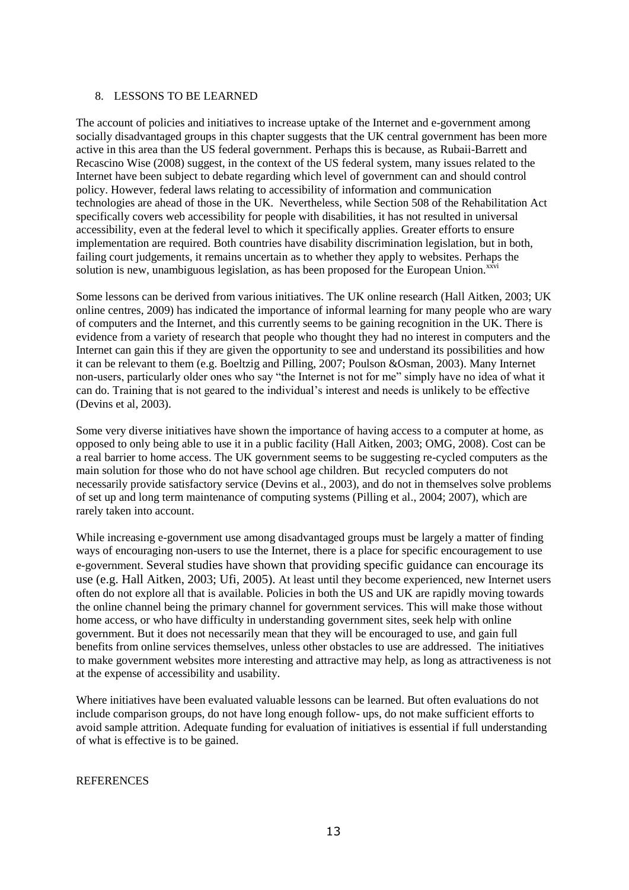## 8. LESSONS TO BE LEARNED

The account of policies and initiatives to increase uptake of the Internet and e-government among socially disadvantaged groups in this chapter suggests that the UK central government has been more active in this area than the US federal government. Perhaps this is because, as Rubaii-Barrett and Recascino Wise (2008) suggest, in the context of the US federal system, many issues related to the Internet have been subject to debate regarding which level of government can and should control policy. However, federal laws relating to accessibility of information and communication technologies are ahead of those in the UK. Nevertheless, while Section 508 of the Rehabilitation Act specifically covers web accessibility for people with disabilities, it has not resulted in universal accessibility, even at the federal level to which it specifically applies. Greater efforts to ensure implementation are required. Both countries have disability discrimination legislation, but in both, failing court judgements, it remains uncertain as to whether they apply to websites. Perhaps the solution is new, unambiguous legislation, as has been proposed for the European Union.[xxvi]

Some lessons can be derived from various initiatives. The UK online research (Hall Aitken, 2003; UK online centres, 2009) has indicated the importance of informal learning for many people who are wary of computers and the Internet, and this currently seems to be gaining recognition in the UK. There is evidence from a variety of research that people who thought they had no interest in computers and the Internet can gain this if they are given the opportunity to see and understand its possibilities and how it can be relevant to them (e.g. Boeltzig and Pilling, 2007; Poulson &Osman, 2003). Many Internet non-users, particularly older ones who say "the Internet is not for me" simply have no idea of what it can do. Training that is not geared to the individual's interest and needs is unlikely to be effective (Devins et al, 2003).

Some very diverse initiatives have shown the importance of having access to a computer at home, as opposed to only being able to use it in a public facility (Hall Aitken, 2003; OMG, 2008). Cost can be a real barrier to home access. The UK government seems to be suggesting re-cycled computers as the main solution for those who do not have school age children. But recycled computers do not necessarily provide satisfactory service (Devins et al., 2003), and do not in themselves solve problems of set up and long term maintenance of computing systems (Pilling et al., 2004; 2007), which are rarely taken into account.

While increasing e-government use among disadvantaged groups must be largely a matter of finding ways of encouraging non-users to use the Internet, there is a place for specific encouragement to use e-government. Several studies have shown that providing specific guidance can encourage its use (e.g. Hall Aitken, 2003; Ufi, 2005). At least until they become experienced, new Internet users often do not explore all that is available. Policies in both the US and UK are rapidly moving towards the online channel being the primary channel for government services. This will make those without home access, or who have difficulty in understanding government sites, seek help with online government. But it does not necessarily mean that they will be encouraged to use, and gain full benefits from online services themselves, unless other obstacles to use are addressed. The initiatives to make government websites more interesting and attractive may help, as long as attractiveness is not at the expense of accessibility and usability.

Where initiatives have been evaluated valuable lessons can be learned. But often evaluations do not include comparison groups, do not have long enough follow- ups, do not make sufficient efforts to avoid sample attrition. Adequate funding for evaluation of initiatives is essential if full understanding of what is effective is to be gained.

## REFERENCES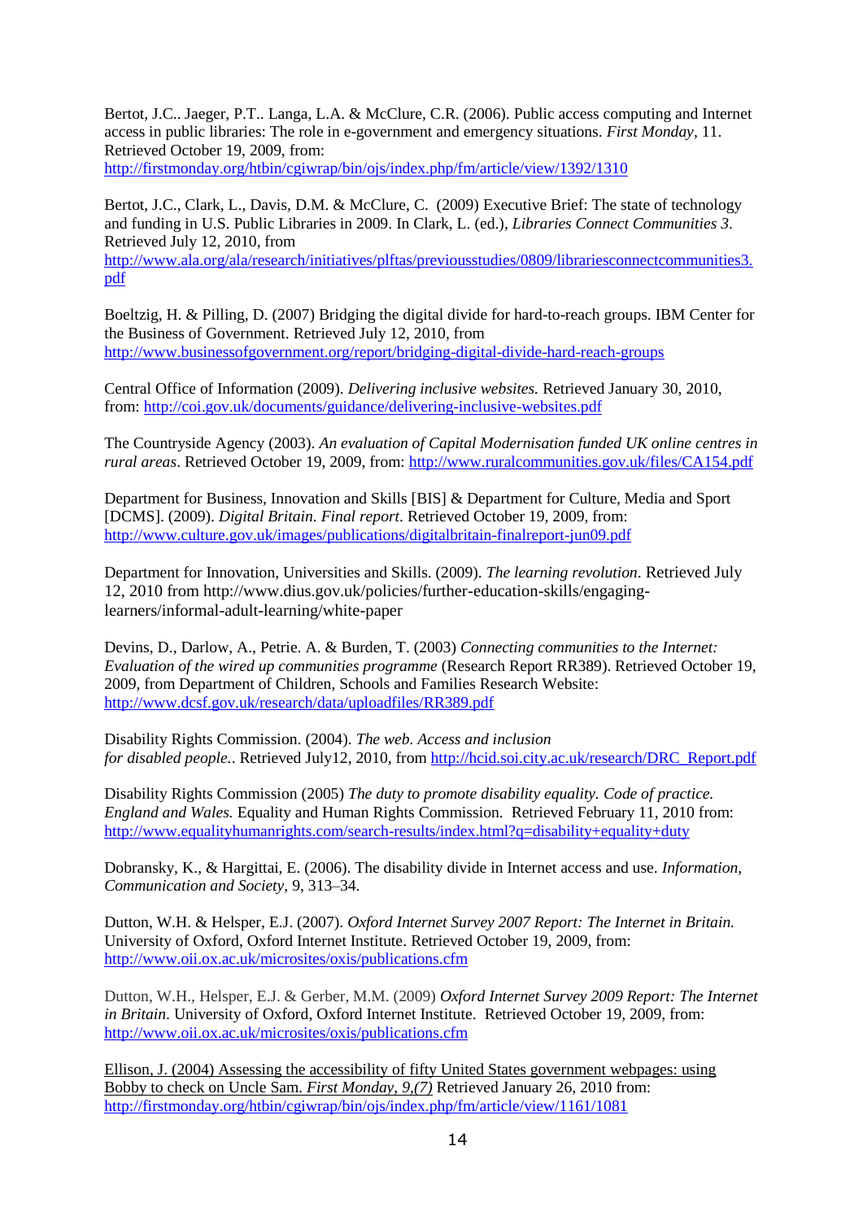Bertot, J.C.. Jaeger, P.T.. Langa, L.A. & McClure, C.R. (2006). Public access computing and Internet access in public libraries: The role in e-government and emergency situations. *First Monday*, 11. Retrieved October 19, 2009, from: http://firstmonday.org/htbin/cgiwrap/bin/ojs/index.php/fm/article/view/1392/1310

Bertot, J.C., Clark, L., Davis, D.M. & McClure, C. (2009) Executive Brief: The state of technology and funding in U.S. Public Libraries in 2009. In Clark, L. (ed.), *Libraries Connect Communities 3*. Retrieved July 12, 2010, from http://www.ala.org/ala/research/initiatives/plftas/previousstudies/0809/librariesconnectcommunities3.pdf

Boeltzig, H. & Pilling, D. (2007) Bridging the digital divide for hard-to-reach groups. IBM Center for the Business of Government. Retrieved July 12, 2010, from http://www.businessofgovernment.org/report/bridging-digital-divide-hard-reach-groups

Central Office of Information (2009). *Delivering inclusive websites.* Retrieved January 30, 2010, from: http://coi.gov.uk/documents/guidance/delivering-inclusive-websites.pdf

The Countryside Agency (2003). *An evaluation of Capital Modernisation funded UK online centres in rural areas*. Retrieved October 19, 2009, from: http://www.ruralcommunities.gov.uk/files/CA154.pdf

Department for Business, Innovation and Skills [BIS] & Department for Culture, Media and Sport [DCMS]. (2009). *Digital Britain. Final report*. Retrieved October 19, 2009, from: http://www.culture.gov.uk/images/publications/digitalbritain-finalreport-jun09.pdf

Department for Innovation, Universities and Skills. (2009). *The learning revolution*. Retrieved July 12, 2010 from http://www.dius.gov.uk/policies/further-education-skills/engaging-learners/informal-adult-learning/white-paper

Devins, D., Darlow, A., Petrie. A. & Burden, T. (2003) *Connecting communities to the Internet: Evaluation of the wired up communities programme* (Research Report RR389). Retrieved October 19, 2009, from Department of Children, Schools and Families Research Website: http://www.dcsf.gov.uk/research/data/uploadfiles/RR389.pdf

Disability Rights Commission. (2004). *The web. Access and inclusion for disabled people.*. Retrieved July12, 2010, from http://hcid.soi.city.ac.uk/research/DRC_Report.pdf

Disability Rights Commission (2005) *The duty to promote disability equality. Code of practice. England and Wales.* Equality and Human Rights Commission. Retrieved February 11, 2010 from: http://www.equalityhumanrights.com/search-results/index.html?q=disability+equality+duty

Dobransky, K., & Hargittai, E. (2006). The disability divide in Internet access and use. *Information, Communication and Society*, 9, 313–34.

Dutton, W.H. & Helsper, E.J. (2007). *Oxford Internet Survey 2007 Report: The Internet in Britain.* University of Oxford, Oxford Internet Institute. Retrieved October 19, 2009, from: http://www.oii.ox.ac.uk/microsites/oxis/publications.cfm

Dutton, W.H., Helsper, E.J. & Gerber, M.M. (2009) *Oxford Internet Survey 2009 Report: The Internet in Britain*. University of Oxford, Oxford Internet Institute. Retrieved October 19, 2009, from: http://www.oii.ox.ac.uk/microsites/oxis/publications.cfm

Ellison, J. (2004) Assessing the accessibility of fifty United States government webpages: using Bobby to check on Uncle Sam. *First Monday, 9,(7)* Retrieved January 26, 2010 from: http://firstmonday.org/htbin/cgiwrap/bin/ojs/index.php/fm/article/view/1161/1081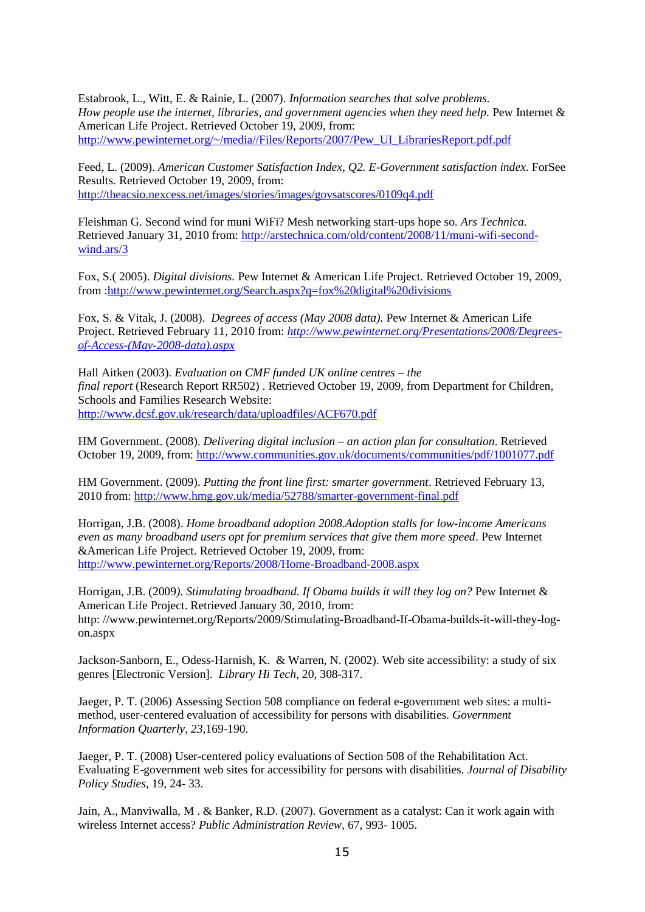Estabrook, L., Witt, E. & Rainie, L. (2007). *Information searches that solve problems. How people use the internet, libraries, and government agencies when they need help.* Pew Internet & American Life Project. Retrieved October 19, 2009, from: http://www.pewinternet.org/~/media//Files/Reports/2007/Pew_UI_LibrariesReport.pdf.pdf

Feed, L. (2009). *American Customer Satisfaction Index, Q2. E-Government satisfaction index.* ForSee Results. Retrieved October 19, 2009, from: http://theacsio.nexcess.net/images/stories/images/govsatscores/0109q4.pdf

Fleishman G. Second wind for muni WiFi? Mesh networking start-ups hope so. *Ars Technica.* Retrieved January 31, 2010 from: http://arstechnica.com/old/content/2008/11/muni-wifi-second-wind.ars/3

Fox, S.( 2005). *Digital divisions.* Pew Internet & American Life Project. Retrieved October 19, 2009, from :http://www.pewinternet.org/Search.aspx?q=fox%20digital%20divisions

Fox, S. & Vitak, J. (2008). *Degrees of access (May 2008 data).* Pew Internet & American Life Project. Retrieved February 11, 2010 from: *http://www.pewinternet.org/Presentations/2008/Degrees-of-Access-(May-2008-data).aspx*

Hall Aitken (2003). *Evaluation on CMF funded UK online centres – the final report* (Research Report RR502) . Retrieved October 19, 2009, from Department for Children, Schools and Families Research Website: http://www.dcsf.gov.uk/research/data/uploadfiles/ACF670.pdf

HM Government. (2008). *Delivering digital inclusion – an action plan for consultation*. Retrieved October 19, 2009, from: http://www.communities.gov.uk/documents/communities/pdf/1001077.pdf

HM Government. (2009). *Putting the front line first: smarter government*. Retrieved February 13, 2010 from: http://www.hmg.gov.uk/media/52788/smarter-government-final.pdf

Horrigan, J.B. (2008). *Home broadband adoption 2008.Adoption stalls for low-income Americans even as many broadband users opt for premium services that give them more speed*. Pew Internet &American Life Project. Retrieved October 19, 2009, from: http://www.pewinternet.org/Reports/2008/Home-Broadband-2008.aspx

Horrigan, J.B. (2009*). Stimulating broadband. If Obama builds it will they log on?* Pew Internet & American Life Project. Retrieved January 30, 2010, from: http: //www.pewinternet.org/Reports/2009/Stimulating-Broadband-If-Obama-builds-it-will-they-log-on.aspx

Jackson-Sanborn, E., Odess-Harnish, K. & Warren, N. (2002). Web site accessibility: a study of six genres [Electronic Version]. *Library Hi Tech*, 20, 308-317.

Jaeger, P. T. (2006) Assessing Section 508 compliance on federal e-government web sites: a multi-method, user-centered evaluation of accessibility for persons with disabilities. *Government Information Quarterly, 23*,169-190.

Jaeger, P. T. (2008) User-centered policy evaluations of Section 508 of the Rehabilitation Act. Evaluating E-government web sites for accessibility for persons with disabilities. *Journal of Disability Policy Studies*, 19, 24- 33.

Jain, A., Manviwalla, M . & Banker, R.D. (2007). Government as a catalyst: Can it work again with wireless Internet access? *Public Administration Review*, 67, 993- 1005.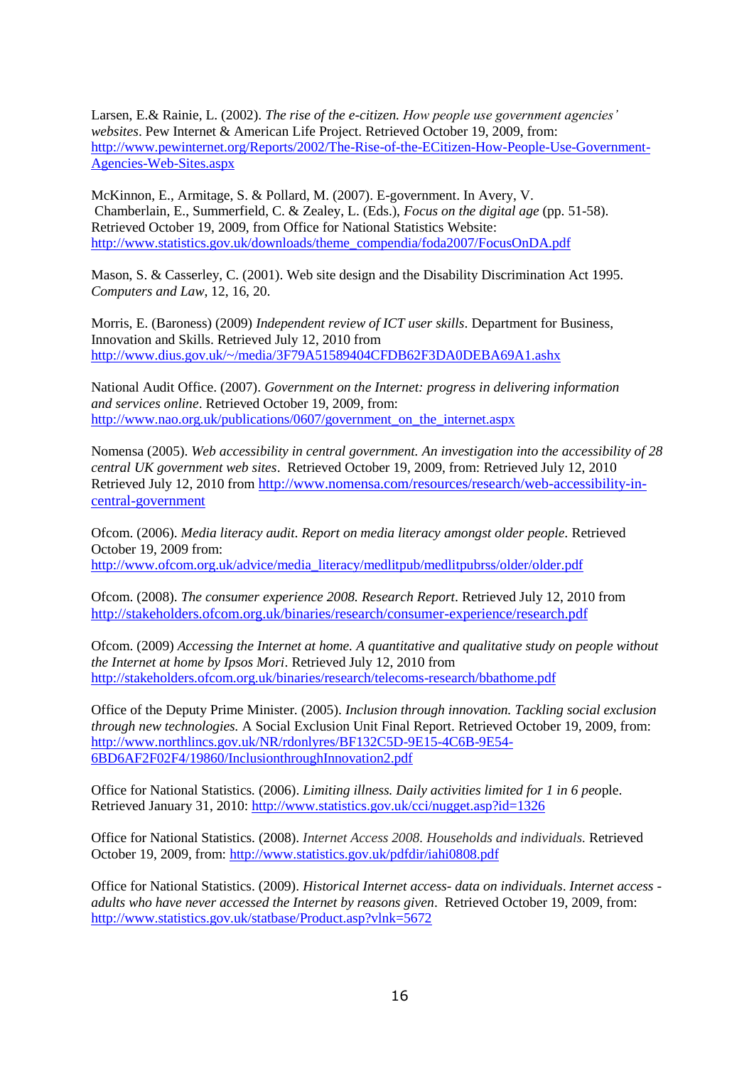Larsen, E.& Rainie, L. (2002). *The rise of the e-citizen. How people use government agencies' websites*. Pew Internet & American Life Project. Retrieved October 19, 2009, from: http://www.pewinternet.org/Reports/2002/The-Rise-of-the-ECitizen-How-People-Use-Government-Agencies-Web-Sites.aspx

McKinnon, E., Armitage, S. & Pollard, M. (2007). E-government. In Avery, V. Chamberlain, E., Summerfield, C. & Zealey, L. (Eds.), *Focus on the digital age* (pp. 51-58). Retrieved October 19, 2009, from Office for National Statistics Website: http://www.statistics.gov.uk/downloads/theme_compendia/foda2007/FocusOnDA.pdf

Mason, S. & Casserley, C. (2001). Web site design and the Disability Discrimination Act 1995. *Computers and Law*, 12, 16, 20.

Morris, E. (Baroness) (2009) *Independent review of ICT user skills*. Department for Business, Innovation and Skills. Retrieved July 12, 2010 from http://www.dius.gov.uk/~/media/3F79A51589404CFDB62F3DA0DEBA69A1.ashx

National Audit Office. (2007). *Government on the Internet: progress in delivering information and services online*. Retrieved October 19, 2009, from: http://www.nao.org.uk/publications/0607/government_on_the_internet.aspx

Nomensa (2005). *Web accessibility in central government. An investigation into the accessibility of 28 central UK government web sites*. Retrieved October 19, 2009, from: Retrieved July 12, 2010 Retrieved July 12, 2010 from http://www.nomensa.com/resources/research/web-accessibility-in-central-government

Ofcom. (2006). *Media literacy audit. Report on media literacy amongst older people.* Retrieved October 19, 2009 from: http://www.ofcom.org.uk/advice/media_literacy/medlitpub/medlitpubrss/older/older.pdf

Ofcom. (2008). *The consumer experience 2008. Research Report*. Retrieved July 12, 2010 from http://stakeholders.ofcom.org.uk/binaries/research/consumer-experience/research.pdf

Ofcom. (2009) *Accessing the Internet at home. A quantitative and qualitative study on people without the Internet at home by Ipsos Mori*. Retrieved July 12, 2010 from http://stakeholders.ofcom.org.uk/binaries/research/telecoms-research/bbathome.pdf

Office of the Deputy Prime Minister. (2005). *Inclusion through innovation. Tackling social exclusion through new technologies.* A Social Exclusion Unit Final Report. Retrieved October 19, 2009, from: http://www.northlincs.gov.uk/NR/rdonlyres/BF132C5D-9E15-4C6B-9E54-6BD6AF2F02F4/19860/InclusionthroughInnovation2.pdf

Office for National Statistics. (2006). *Limiting illness. Daily activities limited for 1 in 6 people*. Retrieved January 31, 2010: http://www.statistics.gov.uk/cci/nugget.asp?id=1326

Office for National Statistics. (2008). *Internet Access 2008. Households and individuals.* Retrieved October 19, 2009, from: http://www.statistics.gov.uk/pdfdir/iahi0808.pdf

Office for National Statistics. (2009). *Historical Internet access- data on individuals*. *Internet access - adults who have never accessed the Internet by reasons given*. Retrieved October 19, 2009, from: http://www.statistics.gov.uk/statbase/Product.asp?vlnk=5672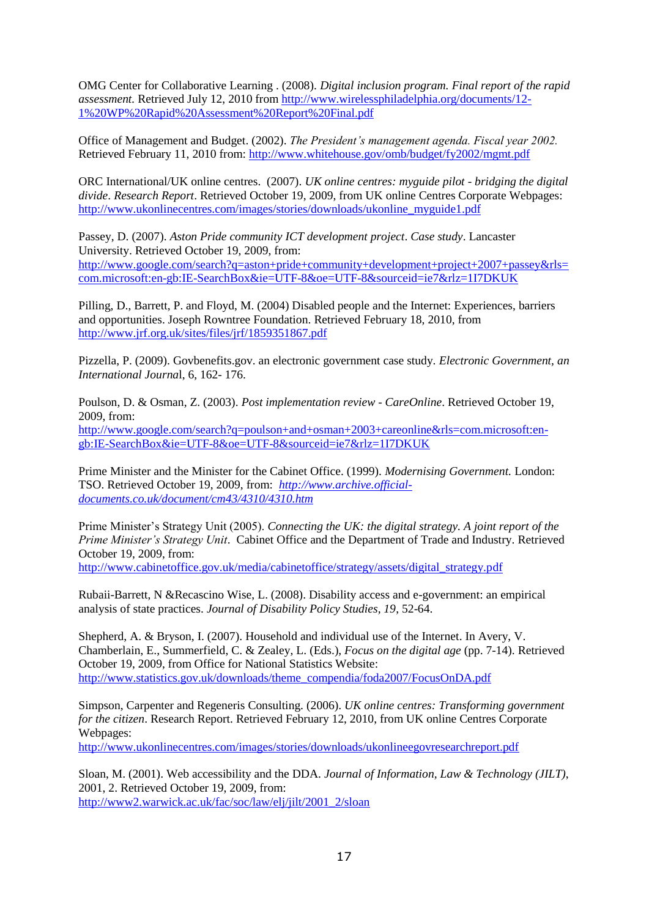OMG Center for Collaborative Learning . (2008). *Digital inclusion program. Final report of the rapid assessment.* Retrieved July 12, 2010 from http://www.wirelessphiladelphia.org/documents/12-1%20WP%20Rapid%20Assessment%20Report%20Final.pdf

Office of Management and Budget. (2002). *The President's management agenda. Fiscal year 2002.* Retrieved February 11, 2010 from: http://www.whitehouse.gov/omb/budget/fy2002/mgmt.pdf

ORC International/UK online centres. (2007). *UK online centres: myguide pilot - bridging the digital divide*. *Research Report*. Retrieved October 19, 2009, from UK online Centres Corporate Webpages: http://www.ukonlinecentres.com/images/stories/downloads/ukonline_myguide1.pdf

Passey, D. (2007). *Aston Pride community ICT development project*. *Case study*. Lancaster University. Retrieved October 19, 2009, from: http://www.google.com/search?q=aston+pride+community+development+project+2007+passey&rls=com.microsoft:en-gb:IE-SearchBox&ie=UTF-8&oe=UTF-8&sourceid=ie7&rlz=1I7DKUK

Pilling, D., Barrett, P. and Floyd, M. (2004) Disabled people and the Internet: Experiences, barriers and opportunities. Joseph Rowntree Foundation. Retrieved February 18, 2010, from http://www.jrf.org.uk/sites/files/jrf/1859351867.pdf

Pizzella, P. (2009). Govbenefits.gov. an electronic government case study. *Electronic Government, an International Journa*l, 6, 162- 176.

Poulson, D. & Osman, Z. (2003). *Post implementation review - CareOnline*. Retrieved October 19, 2009, from: http://www.google.com/search?q=poulson+and+osman+2003+careonline&rls=com.microsoft:en-gb:IE-SearchBox&ie=UTF-8&oe=UTF-8&sourceid=ie7&rlz=1I7DKUK

Prime Minister and the Minister for the Cabinet Office. (1999). *Modernising Government.* London: TSO. Retrieved October 19, 2009, from: *http://www.archive.official-documents.co.uk/document/cm43/4310/4310.htm*

Prime Minister's Strategy Unit (2005). *Connecting the UK: the digital strategy. A joint report of the Prime Minister's Strategy Unit*. Cabinet Office and the Department of Trade and Industry. Retrieved October 19, 2009, from: http://www.cabinetoffice.gov.uk/media/cabinetoffice/strategy/assets/digital_strategy.pdf

Rubaii-Barrett, N &Recascino Wise, L. (2008). Disability access and e-government: an empirical analysis of state practices. *Journal of Disability Policy Studies, 19*, 52-64.

Shepherd, A. & Bryson, I. (2007). Household and individual use of the Internet. In Avery, V. Chamberlain, E., Summerfield, C. & Zealey, L. (Eds.), *Focus on the digital age* (pp. 7-14). Retrieved October 19, 2009, from Office for National Statistics Website: http://www.statistics.gov.uk/downloads/theme_compendia/foda2007/FocusOnDA.pdf

Simpson, Carpenter and Regeneris Consulting. (2006). *UK online centres: Transforming government for the citizen*. Research Report. Retrieved February 12, 2010, from UK online Centres Corporate Webpages: http://www.ukonlinecentres.com/images/stories/downloads/ukonlineegovresearchreport.pdf

Sloan, M. (2001). Web accessibility and the DDA. *Journal of Information, Law & Technology (JILT)*, 2001, 2. Retrieved October 19, 2009, from: http://www2.warwick.ac.uk/fac/soc/law/elj/jilt/2001_2/sloan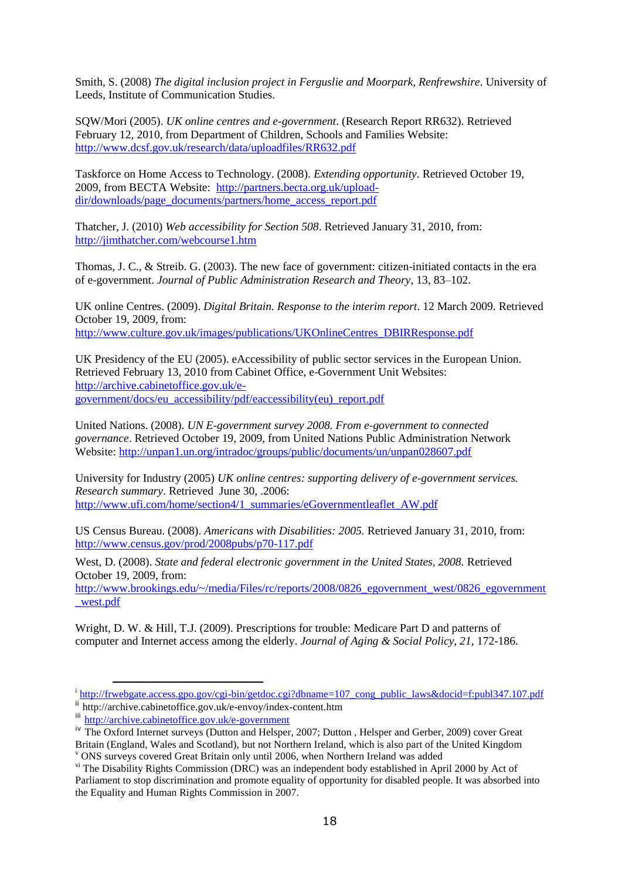Smith, S. (2008) *The digital inclusion project in Ferguslie and Moorpark, Renfrewshire*. University of Leeds, Institute of Communication Studies.

SQW/Mori (2005). *UK online centres and e-government*. (Research Report RR632). Retrieved February 12, 2010, from Department of Children, Schools and Families Website: http://www.dcsf.gov.uk/research/data/uploadfiles/RR632.pdf

Taskforce on Home Access to Technology. (2008). *Extending opportunity*. Retrieved October 19, 2009, from BECTA Website: http://partners.becta.org.uk/upload-dir/downloads/page_documents/partners/home_access_report.pdf

Thatcher, J. (2010) *Web accessibility for Section 508*. Retrieved January 31, 2010, from: http://jimthatcher.com/webcourse1.htm

Thomas, J. C., & Streib. G. (2003). The new face of government: citizen-initiated contacts in the era of e-government. *Journal of Public Administration Research and Theory*, 13, 83–102.

UK online Centres. (2009). *Digital Britain. Response to the interim report*. 12 March 2009. Retrieved October 19, 2009, from: http://www.culture.gov.uk/images/publications/UKOnlineCentres_DBIRResponse.pdf

UK Presidency of the EU (2005). eAccessibility of public sector services in the European Union. Retrieved February 13, 2010 from Cabinet Office, e-Government Unit Websites: http://archive.cabinetoffice.gov.uk/e-government/docs/eu_accessibility/pdf/eaccessibility(eu)_report.pdf

United Nations. (2008). *UN E-government survey 2008. From e-government to connected governance*. Retrieved October 19, 2009, from United Nations Public Administration Network Website: http://unpan1.un.org/intradoc/groups/public/documents/un/unpan028607.pdf

University for Industry (2005) *UK online centres: supporting delivery of e-government services. Research summary*. Retrieved June 30, .2006: http://www.ufi.com/home/section4/1_summaries/eGovernmentleaflet_AW.pdf

US Census Bureau. (2008). *Americans with Disabilities: 2005.* Retrieved January 31, 2010, from: http://www.census.gov/prod/2008pubs/p70-117.pdf

West, D. (2008). *State and federal electronic government in the United States, 2008.* Retrieved October 19, 2009, from: http://www.brookings.edu/~/media/Files/rc/reports/2008/0826_egovernment_west/0826_egovernment_west.pdf

Wright, D. W. & Hill, T.J. (2009). Prescriptions for trouble: Medicare Part D and patterns of computer and Internet access among the elderly. *Journal of Aging & Social Policy, 21,* 172-186.

---

[i] http://frwebgate.access.gpo.gov/cgi-bin/getdoc.cgi?dbname=107_cong_public_laws&docid=f:publ347.107.pdf

[ii] http://archive.cabinetoffice.gov.uk/e-envoy/index-content.htm

[iii] http://archive.cabinetoffice.gov.uk/e-government

[iv] The Oxford Internet surveys (Dutton and Helsper, 2007; Dutton , Helsper and Gerber, 2009) cover Great Britain (England, Wales and Scotland), but not Northern Ireland, which is also part of the United Kingdom

[v] ONS surveys covered Great Britain only until 2006, when Northern Ireland was added

[vi] The Disability Rights Commission (DRC) was an independent body established in April 2000 by Act of Parliament to stop discrimination and promote equality of opportunity for disabled people. It was absorbed into the Equality and Human Rights Commission in 2007.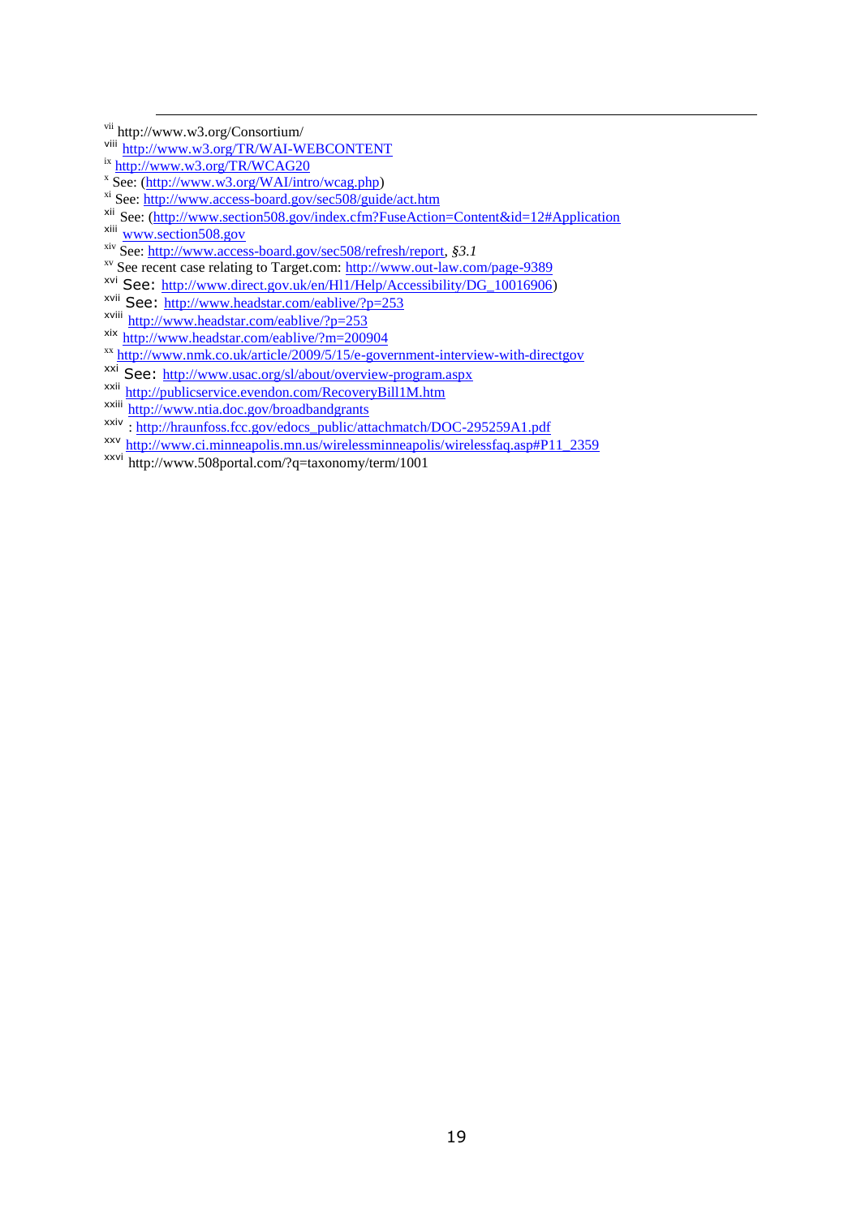[vii] http://www.w3.org/Consortium/

[viii] http://www.w3.org/TR/WAI-WEBCONTENT

[ix] http://www.w3.org/TR/WCAG20

[x] See: (http://www.w3.org/WAI/intro/wcag.php)

[xi] See: http://www.access-board.gov/sec508/guide/act.htm

[xii] See: (http://www.section508.gov/index.cfm?FuseAction=Content&id=12#Application

[xiii] www.section508.gov

[xiv] See: http://www.access-board.gov/sec508/refresh/report, *§3.1*

[xv] See recent case relating to Target.com: http://www.out-law.com/page-9389

[xvi] See: http://www.direct.gov.uk/en/Hl1/Help/Accessibility/DG_10016906)

[xvii] See: http://www.headstar.com/eablive/?p=253

[xviii] http://www.headstar.com/eablive/?p=253

[xix] http://www.headstar.com/eablive/?m=200904

[xx] http://www.nmk.co.uk/article/2009/5/15/e-government-interview-with-directgov

[xxi] See: http://www.usac.org/sl/about/overview-program.aspx

[xxii] http://publicservice.evendon.com/RecoveryBill1M.htm

[xxiii] http://www.ntia.doc.gov/broadbandgrants

[xxiv] : http://hraunfoss.fcc.gov/edocs_public/attachmatch/DOC-295259A1.pdf

[xxv] http://www.ci.minneapolis.mn.us/wirelessminneapolis/wirelessfaq.asp#P11_2359

[xxvi] http://www.508portal.com/?q=taxonomy/term/1001